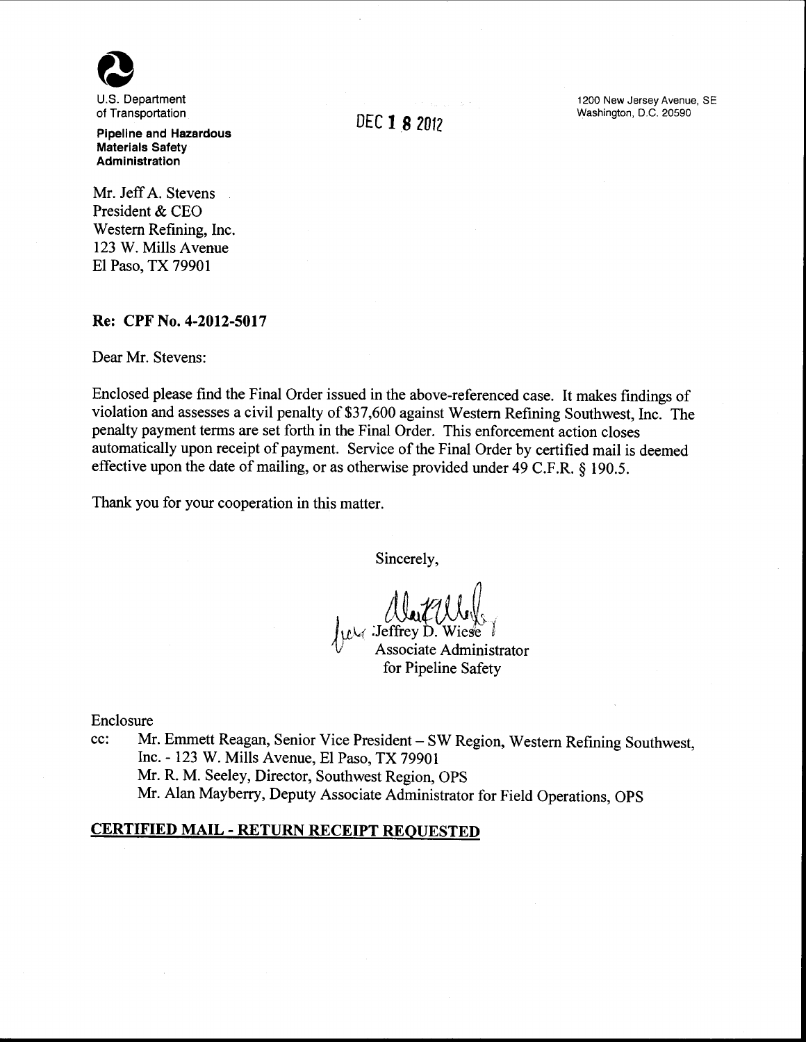U.S. Department of Transportation

**Pipeline and Hazardous Materials Safety Administration**

DEC 18 2012

1200 New Jersey Avenue, SE
Washington, D.C. 20590

Mr. Jeff A. Stevens
President & CEO
Western Refining, Inc.
123 W. Mills Avenue
El Paso, TX 79901

**Re: CPF No. 4-2012-5017**

Dear Mr. Stevens:

Enclosed please find the Final Order issued in the above-referenced case. It makes findings of violation and assesses a civil penalty of $37,600 against Western Refining Southwest, Inc. The penalty payment terms are set forth in the Final Order. This enforcement action closes automatically upon receipt of payment. Service of the Final Order by certified mail is deemed effective upon the date of mailing, or as otherwise provided under 49 C.F.R. § 190.5.

Thank you for your cooperation in this matter.

Sincerely,

for Jeffrey D. Wiese
Associate Administrator
for Pipeline Safety

Enclosure

cc: Mr. Emmett Reagan, Senior Vice President – SW Region, Western Refining Southwest, Inc. - 123 W. Mills Avenue, El Paso, TX 79901
Mr. R. M. Seeley, Director, Southwest Region, OPS
Mr. Alan Mayberry, Deputy Associate Administrator for Field Operations, OPS

**CERTIFIED MAIL - RETURN RECEIPT REQUESTED**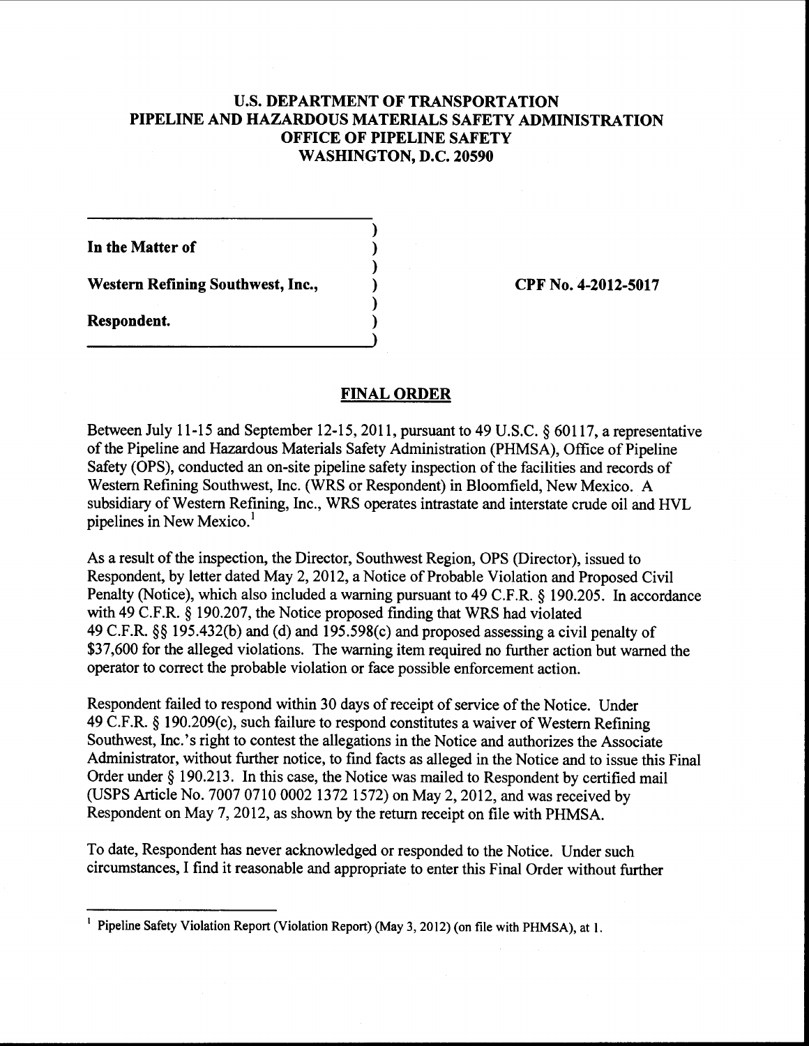**U.S. DEPARTMENT OF TRANSPORTATION**
**PIPELINE AND HAZARDOUS MATERIALS SAFETY ADMINISTRATION**
**OFFICE OF PIPELINE SAFETY**
**WASHINGTON, D.C. 20590**

**In the Matter of**

**Western Refining Southwest, Inc.,**

**Respondent.**

**CPF No. 4-2012-5017**

## FINAL ORDER

Between July 11-15 and September 12-15, 2011, pursuant to 49 U.S.C. § 60117, a representative of the Pipeline and Hazardous Materials Safety Administration (PHMSA), Office of Pipeline Safety (OPS), conducted an on-site pipeline safety inspection of the facilities and records of Western Refining Southwest, Inc. (WRS or Respondent) in Bloomfield, New Mexico. A subsidiary of Western Refining, Inc., WRS operates intrastate and interstate crude oil and HVL pipelines in New Mexico.[1]

As a result of the inspection, the Director, Southwest Region, OPS (Director), issued to Respondent, by letter dated May 2, 2012, a Notice of Probable Violation and Proposed Civil Penalty (Notice), which also included a warning pursuant to 49 C.F.R. § 190.205. In accordance with 49 C.F.R. § 190.207, the Notice proposed finding that WRS had violated 49 C.F.R. §§ 195.432(b) and (d) and 195.598(c) and proposed assessing a civil penalty of $37,600 for the alleged violations. The warning item required no further action but warned the operator to correct the probable violation or face possible enforcement action.

Respondent failed to respond within 30 days of receipt of service of the Notice. Under 49 C.F.R. § 190.209(c), such failure to respond constitutes a waiver of Western Refining Southwest, Inc.'s right to contest the allegations in the Notice and authorizes the Associate Administrator, without further notice, to find facts as alleged in the Notice and to issue this Final Order under § 190.213. In this case, the Notice was mailed to Respondent by certified mail (USPS Article No. 7007 0710 0002 1372 1572) on May 2, 2012, and was received by Respondent on May 7, 2012, as shown by the return receipt on file with PHMSA.

To date, Respondent has never acknowledged or responded to the Notice. Under such circumstances, I find it reasonable and appropriate to enter this Final Order without further

[1] Pipeline Safety Violation Report (Violation Report) (May 3, 2012) (on file with PHMSA), at 1.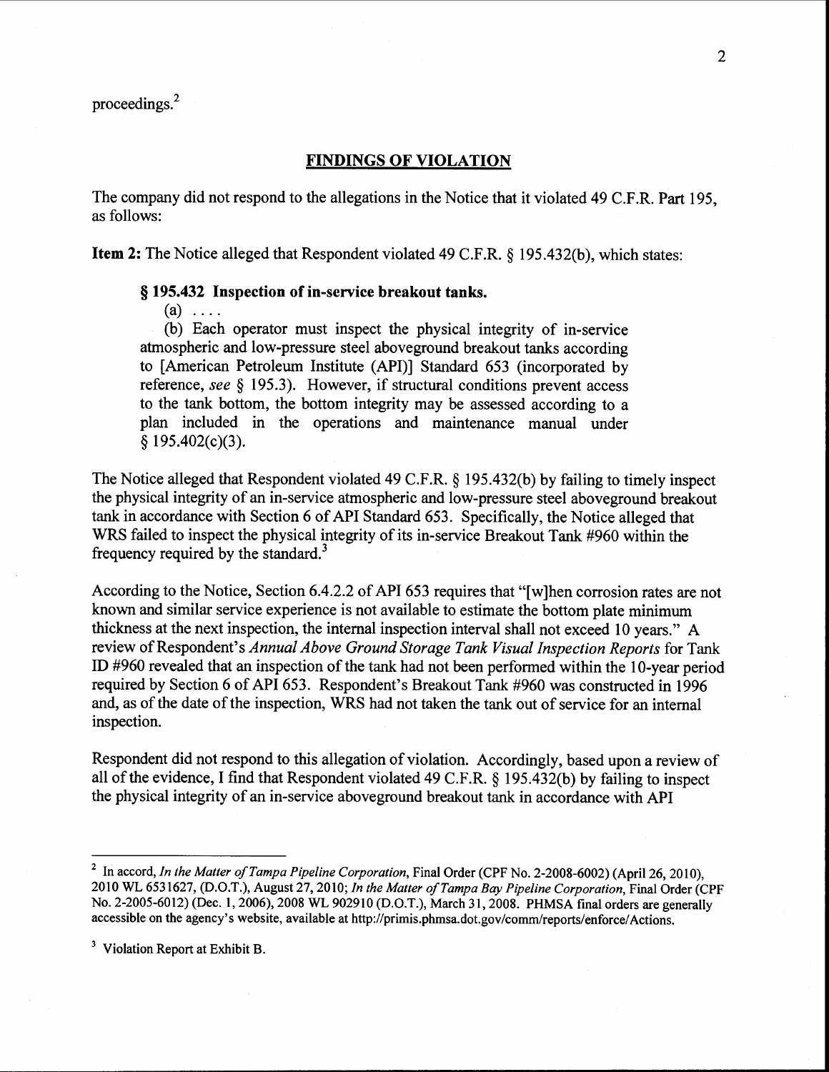proceedings.[2]

## FINDINGS OF VIOLATION

The company did not respond to the allegations in the Notice that it violated 49 C.F.R. Part 195, as follows:

**Item 2:** The Notice alleged that Respondent violated 49 C.F.R. § 195.432(b), which states:

> **§ 195.432 Inspection of in-service breakout tanks.**
>
> (a) . . . .
>
> (b) Each operator must inspect the physical integrity of in-service atmospheric and low-pressure steel aboveground breakout tanks according to [American Petroleum Institute (API)] Standard 653 (incorporated by reference, *see* § 195.3). However, if structural conditions prevent access to the tank bottom, the bottom integrity may be assessed according to a plan included in the operations and maintenance manual under § 195.402(c)(3).

The Notice alleged that Respondent violated 49 C.F.R. § 195.432(b) by failing to timely inspect the physical integrity of an in-service atmospheric and low-pressure steel aboveground breakout tank in accordance with Section 6 of API Standard 653. Specifically, the Notice alleged that WRS failed to inspect the physical integrity of its in-service Breakout Tank #960 within the frequency required by the standard.[3]

According to the Notice, Section 6.4.2.2 of API 653 requires that "[w]hen corrosion rates are not known and similar service experience is not available to estimate the bottom plate minimum thickness at the next inspection, the internal inspection interval shall not exceed 10 years." A review of Respondent's *Annual Above Ground Storage Tank Visual Inspection Reports* for Tank ID #960 revealed that an inspection of the tank had not been performed within the 10-year period required by Section 6 of API 653. Respondent's Breakout Tank #960 was constructed in 1996 and, as of the date of the inspection, WRS had not taken the tank out of service for an internal inspection.

Respondent did not respond to this allegation of violation. Accordingly, based upon a review of all of the evidence, I find that Respondent violated 49 C.F.R. § 195.432(b) by failing to inspect the physical integrity of an in-service aboveground breakout tank in accordance with API

---

[2] In accord, *In the Matter of Tampa Pipeline Corporation*, Final Order (CPF No. 2-2008-6002) (April 26, 2010), 2010 WL 6531627, (D.O.T.), August 27, 2010; *In the Matter of Tampa Bay Pipeline Corporation*, Final Order (CPF No. 2-2005-6012) (Dec. 1, 2006), 2008 WL 902910 (D.O.T.), March 31, 2008. PHMSA final orders are generally accessible on the agency's website, available at http://primis.phmsa.dot.gov/comm/reports/enforce/Actions.

[3] Violation Report at Exhibit B.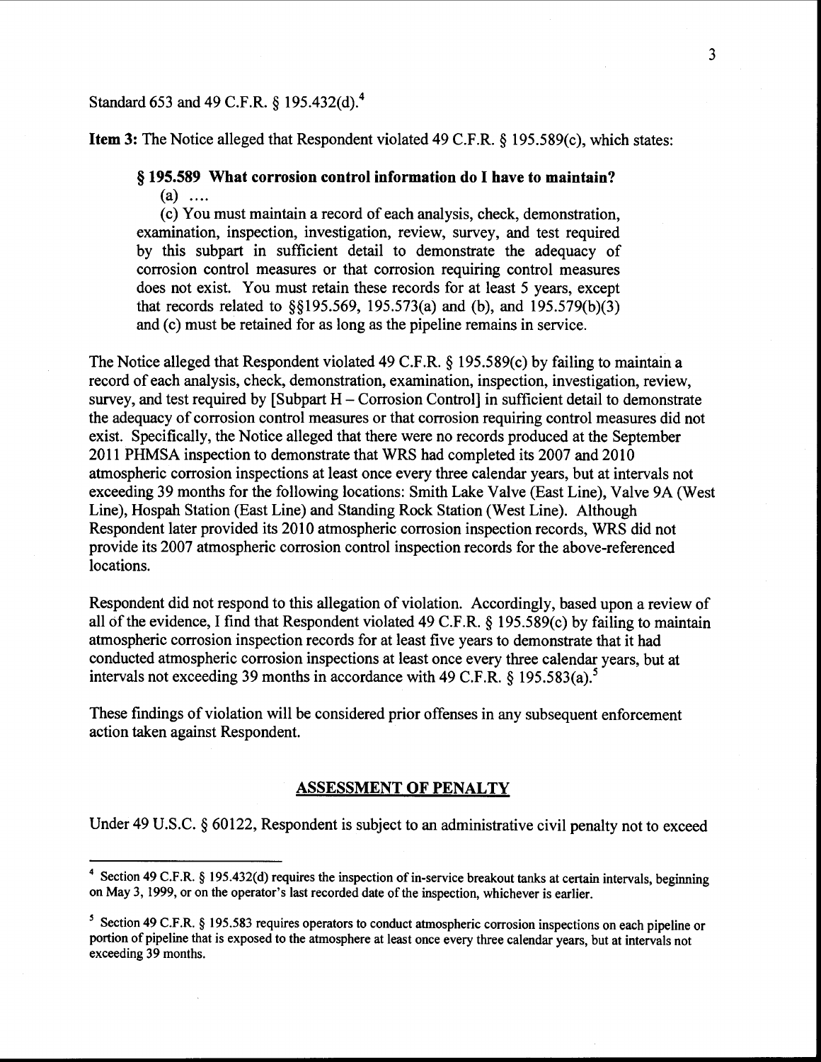Standard 653 and 49 C.F.R. § 195.432(d).[4]

**Item 3:** The Notice alleged that Respondent violated 49 C.F.R. § 195.589(c), which states:

> **§ 195.589 What corrosion control information do I have to maintain?**
>
> (a) ....
>
> (c) You must maintain a record of each analysis, check, demonstration, examination, inspection, investigation, review, survey, and test required by this subpart in sufficient detail to demonstrate the adequacy of corrosion control measures or that corrosion requiring control measures does not exist. You must retain these records for at least 5 years, except that records related to §§195.569, 195.573(a) and (b), and 195.579(b)(3) and (c) must be retained for as long as the pipeline remains in service.

The Notice alleged that Respondent violated 49 C.F.R. § 195.589(c) by failing to maintain a record of each analysis, check, demonstration, examination, inspection, investigation, review, survey, and test required by [Subpart H – Corrosion Control] in sufficient detail to demonstrate the adequacy of corrosion control measures or that corrosion requiring control measures did not exist. Specifically, the Notice alleged that there were no records produced at the September 2011 PHMSA inspection to demonstrate that WRS had completed its 2007 and 2010 atmospheric corrosion inspections at least once every three calendar years, but at intervals not exceeding 39 months for the following locations: Smith Lake Valve (East Line), Valve 9A (West Line), Hospah Station (East Line) and Standing Rock Station (West Line). Although Respondent later provided its 2010 atmospheric corrosion inspection records, WRS did not provide its 2007 atmospheric corrosion control inspection records for the above-referenced locations.

Respondent did not respond to this allegation of violation. Accordingly, based upon a review of all of the evidence, I find that Respondent violated 49 C.F.R. § 195.589(c) by failing to maintain atmospheric corrosion inspection records for at least five years to demonstrate that it had conducted atmospheric corrosion inspections at least once every three calendar years, but at intervals not exceeding 39 months in accordance with 49 C.F.R. § 195.583(a).[5]

These findings of violation will be considered prior offenses in any subsequent enforcement action taken against Respondent.

## ASSESSMENT OF PENALTY

Under 49 U.S.C. § 60122, Respondent is subject to an administrative civil penalty not to exceed

---

[4] Section 49 C.F.R. § 195.432(d) requires the inspection of in-service breakout tanks at certain intervals, beginning on May 3, 1999, or on the operator's last recorded date of the inspection, whichever is earlier.

[5] Section 49 C.F.R. § 195.583 requires operators to conduct atmospheric corrosion inspections on each pipeline or portion of pipeline that is exposed to the atmosphere at least once every three calendar years, but at intervals not exceeding 39 months.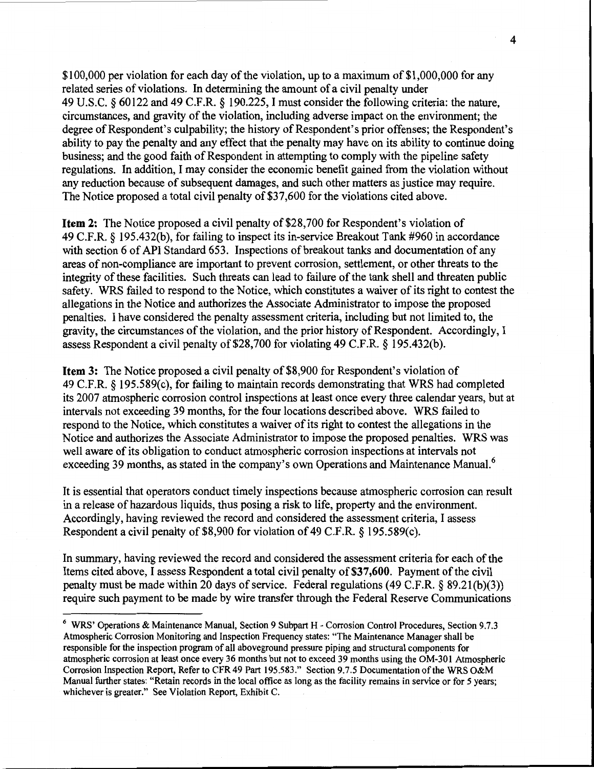$100,000 per violation for each day of the violation, up to a maximum of $1,000,000 for any related series of violations. In determining the amount of a civil penalty under 49 U.S.C. § 60122 and 49 C.F.R. § 190.225, I must consider the following criteria: the nature, circumstances, and gravity of the violation, including adverse impact on the environment; the degree of Respondent's culpability; the history of Respondent's prior offenses; the Respondent's ability to pay the penalty and any effect that the penalty may have on its ability to continue doing business; and the good faith of Respondent in attempting to comply with the pipeline safety regulations. In addition, I may consider the economic benefit gained from the violation without any reduction because of subsequent damages, and such other matters as justice may require. The Notice proposed a total civil penalty of $37,600 for the violations cited above.

**Item 2:** The Notice proposed a civil penalty of $28,700 for Respondent's violation of 49 C.F.R. § 195.432(b), for failing to inspect its in-service Breakout Tank #960 in accordance with section 6 of API Standard 653. Inspections of breakout tanks and documentation of any areas of non-compliance are important to prevent corrosion, settlement, or other threats to the integrity of these facilities. Such threats can lead to failure of the tank shell and threaten public safety. WRS failed to respond to the Notice, which constitutes a waiver of its right to contest the allegations in the Notice and authorizes the Associate Administrator to impose the proposed penalties. I have considered the penalty assessment criteria, including but not limited to, the gravity, the circumstances of the violation, and the prior history of Respondent. Accordingly, I assess Respondent a civil penalty of $28,700 for violating 49 C.F.R. § 195.432(b).

**Item 3:** The Notice proposed a civil penalty of $8,900 for Respondent's violation of 49 C.F.R. § 195.589(c), for failing to maintain records demonstrating that WRS had completed its 2007 atmospheric corrosion control inspections at least once every three calendar years, but at intervals not exceeding 39 months, for the four locations described above. WRS failed to respond to the Notice, which constitutes a waiver of its right to contest the allegations in the Notice and authorizes the Associate Administrator to impose the proposed penalties. WRS was well aware of its obligation to conduct atmospheric corrosion inspections at intervals not exceeding 39 months, as stated in the company's own Operations and Maintenance Manual.[6]

It is essential that operators conduct timely inspections because atmospheric corrosion can result in a release of hazardous liquids, thus posing a risk to life, property and the environment. Accordingly, having reviewed the record and considered the assessment criteria, I assess Respondent a civil penalty of $8,900 for violation of 49 C.F.R. § 195.589(c).

In summary, having reviewed the record and considered the assessment criteria for each of the Items cited above, I assess Respondent a total civil penalty of **$37,600**. Payment of the civil penalty must be made within 20 days of service. Federal regulations (49 C.F.R. § 89.21(b)(3)) require such payment to be made by wire transfer through the Federal Reserve Communications

---

[6] WRS' Operations & Maintenance Manual, Section 9 Subpart H - Corrosion Control Procedures, Section 9.7.3 Atmospheric Corrosion Monitoring and Inspection Frequency states: "The Maintenance Manager shall be responsible for the inspection program of all aboveground pressure piping and structural components for atmospheric corrosion at least once every 36 months but not to exceed 39 months using the OM-301 Atmospheric Corrosion Inspection Report, Refer to CFR 49 Part 195.583." Section 9.7.5 Documentation of the WRS O&M Manual further states: "Retain records in the local office as long as the facility remains in service or for 5 years; whichever is greater." See Violation Report, Exhibit C.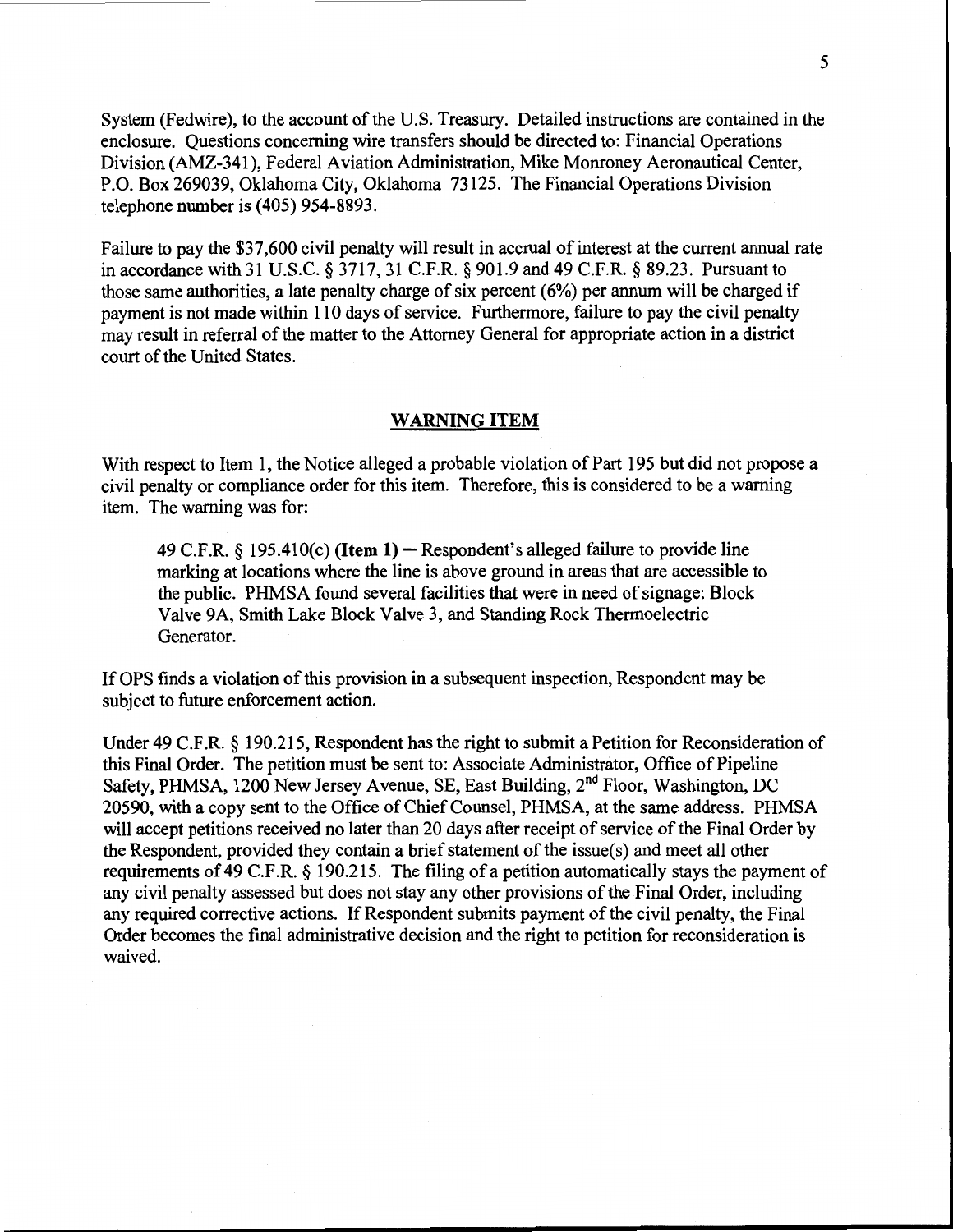System (Fedwire), to the account of the U.S. Treasury. Detailed instructions are contained in the enclosure. Questions concerning wire transfers should be directed to: Financial Operations Division (AMZ-341), Federal Aviation Administration, Mike Monroney Aeronautical Center, P.O. Box 269039, Oklahoma City, Oklahoma 73125. The Financial Operations Division telephone number is (405) 954-8893.

Failure to pay the $37,600 civil penalty will result in accrual of interest at the current annual rate in accordance with 31 U.S.C. § 3717, 31 C.F.R. § 901.9 and 49 C.F.R. § 89.23. Pursuant to those same authorities, a late penalty charge of six percent (6%) per annum will be charged if payment is not made within 110 days of service. Furthermore, failure to pay the civil penalty may result in referral of the matter to the Attorney General for appropriate action in a district court of the United States.

## WARNING ITEM

With respect to Item 1, the Notice alleged a probable violation of Part 195 but did not propose a civil penalty or compliance order for this item. Therefore, this is considered to be a warning item. The warning was for:

> 49 C.F.R. § 195.410(c) **(Item 1)** — Respondent's alleged failure to provide line marking at locations where the line is above ground in areas that are accessible to the public. PHMSA found several facilities that were in need of signage: Block Valve 9A, Smith Lake Block Valve 3, and Standing Rock Thermoelectric Generator.

If OPS finds a violation of this provision in a subsequent inspection, Respondent may be subject to future enforcement action.

Under 49 C.F.R. § 190.215, Respondent has the right to submit a Petition for Reconsideration of this Final Order. The petition must be sent to: Associate Administrator, Office of Pipeline Safety, PHMSA, 1200 New Jersey Avenue, SE, East Building, 2nd Floor, Washington, DC 20590, with a copy sent to the Office of Chief Counsel, PHMSA, at the same address. PHMSA will accept petitions received no later than 20 days after receipt of service of the Final Order by the Respondent, provided they contain a brief statement of the issue(s) and meet all other requirements of 49 C.F.R. § 190.215. The filing of a petition automatically stays the payment of any civil penalty assessed but does not stay any other provisions of the Final Order, including any required corrective actions. If Respondent submits payment of the civil penalty, the Final Order becomes the final administrative decision and the right to petition for reconsideration is waived.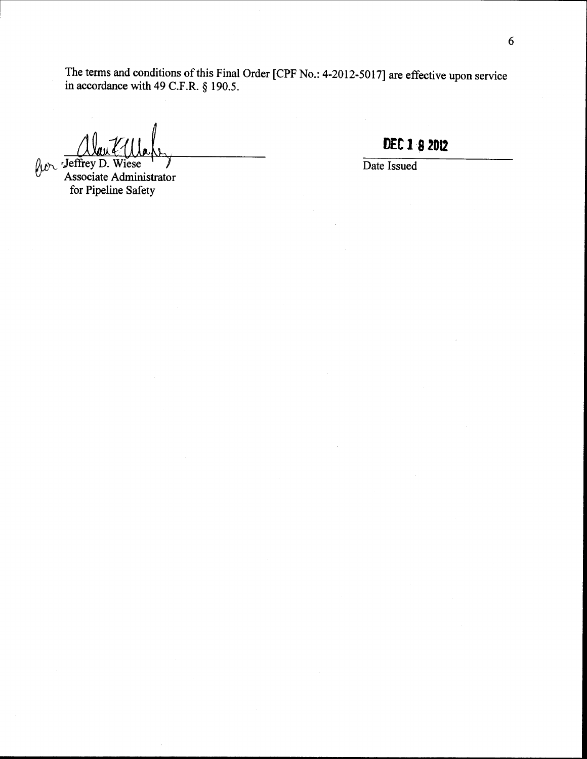The terms and conditions of this Final Order [CPF No.: 4-2012-5017] are effective upon service in accordance with 49 C.F.R. § 190.5.

for Jeffrey D. Wiese
Associate Administrator
for Pipeline Safety

DEC 18 2012

Date Issued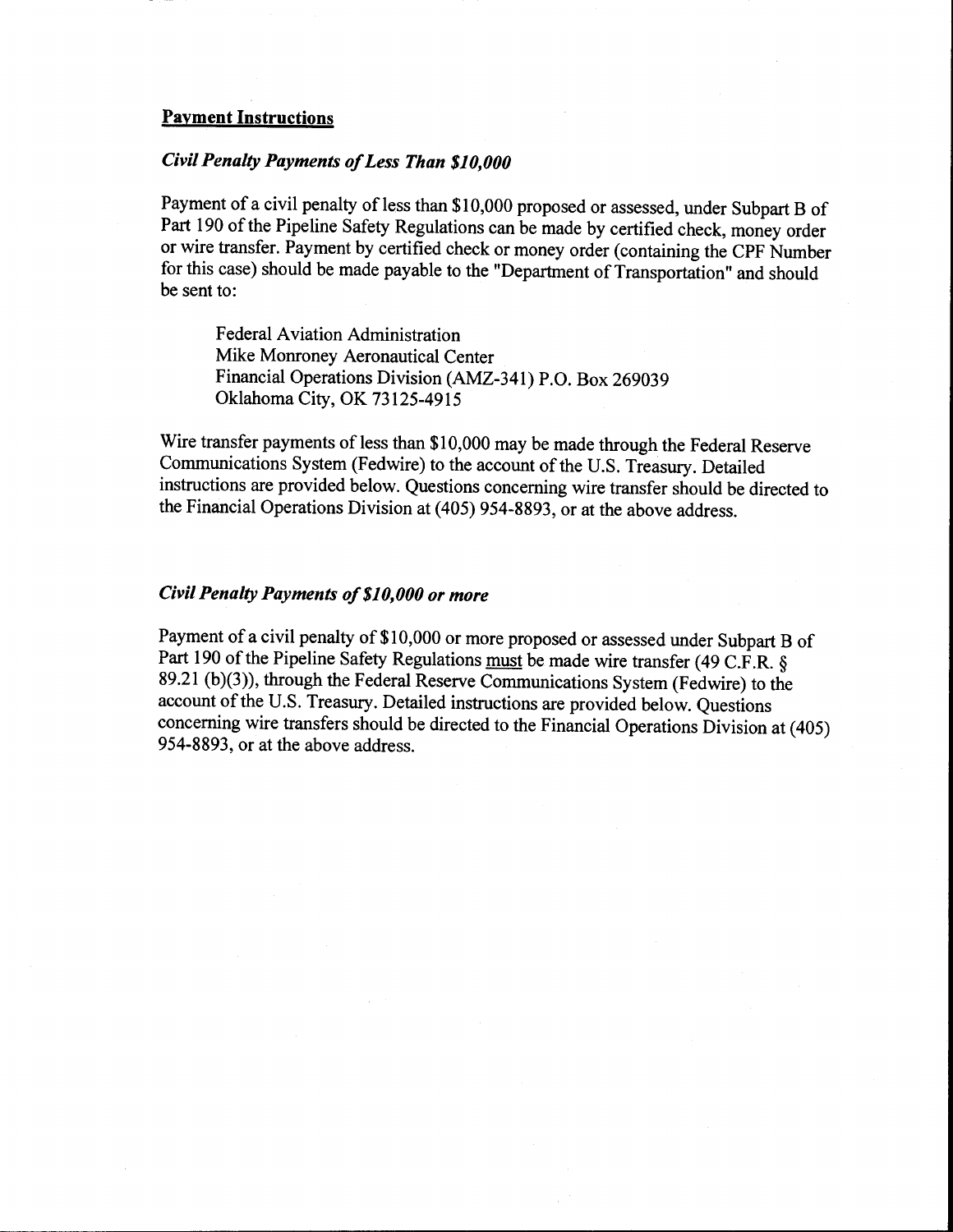## Payment Instructions

### *Civil Penalty Payments of Less Than $10,000*

Payment of a civil penalty of less than $10,000 proposed or assessed, under Subpart B of Part 190 of the Pipeline Safety Regulations can be made by certified check, money order or wire transfer. Payment by certified check or money order (containing the CPF Number for this case) should be made payable to the "Department of Transportation" and should be sent to:

> Federal Aviation Administration
> Mike Monroney Aeronautical Center
> Financial Operations Division (AMZ-341) P.O. Box 269039
> Oklahoma City, OK 73125-4915

Wire transfer payments of less than $10,000 may be made through the Federal Reserve Communications System (Fedwire) to the account of the U.S. Treasury. Detailed instructions are provided below. Questions concerning wire transfer should be directed to the Financial Operations Division at (405) 954-8893, or at the above address.

### *Civil Penalty Payments of $10,000 or more*

Payment of a civil penalty of $10,000 or more proposed or assessed under Subpart B of Part 190 of the Pipeline Safety Regulations <u>must</u> be made wire transfer (49 C.F.R. § 89.21 (b)(3)), through the Federal Reserve Communications System (Fedwire) to the account of the U.S. Treasury. Detailed instructions are provided below. Questions concerning wire transfers should be directed to the Financial Operations Division at (405) 954-8893, or at the above address.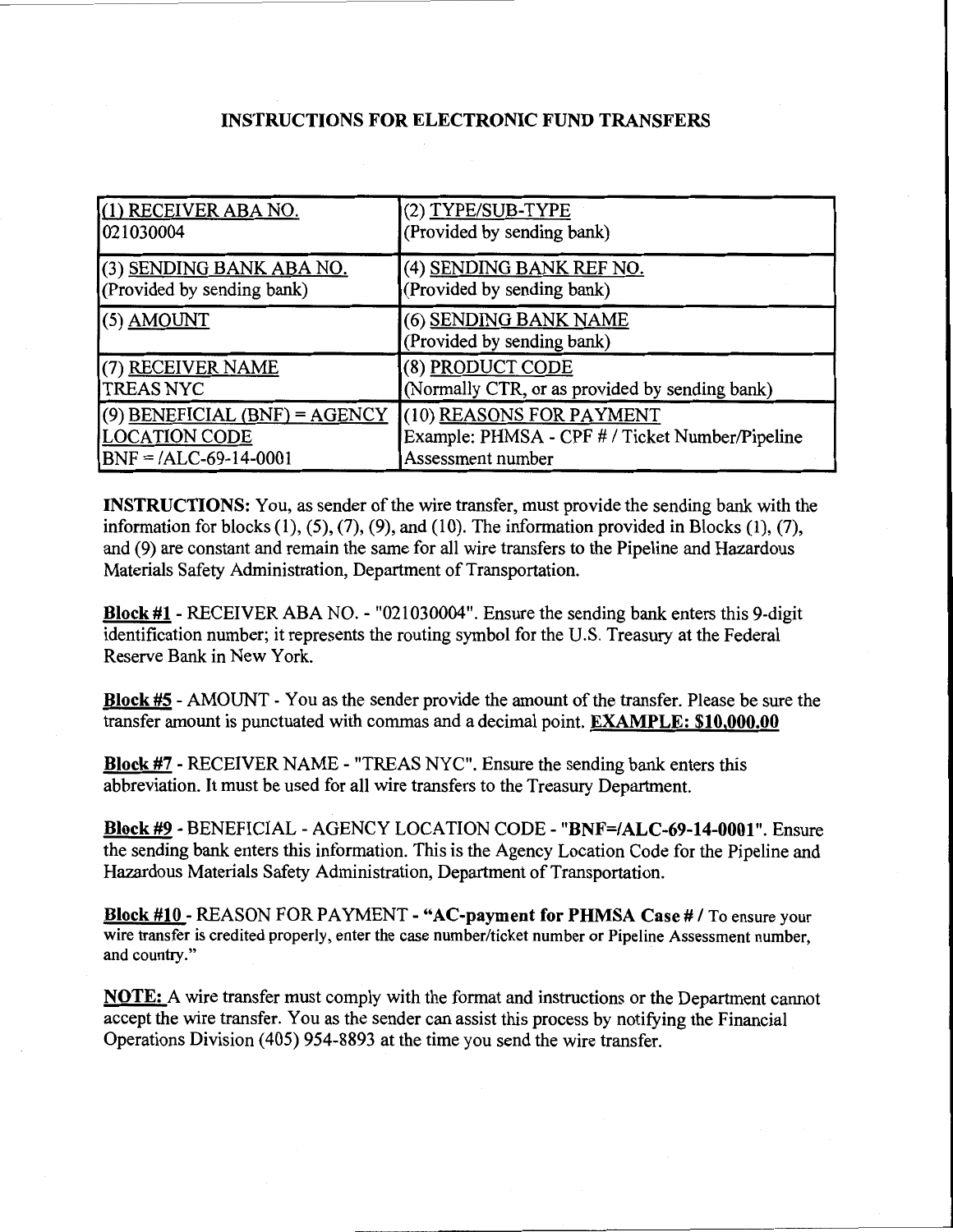# INSTRUCTIONS FOR ELECTRONIC FUND TRANSFERS

| | |
|---|---|
| (1) RECEIVER ABA NO.<br>021030004 | (2) TYPE/SUB-TYPE<br>(Provided by sending bank) |
| (3) SENDING BANK ABA NO.<br>(Provided by sending bank) | (4) SENDING BANK REF NO.<br>(Provided by sending bank) |
| (5) AMOUNT | (6) SENDING BANK NAME<br>(Provided by sending bank) |
| (7) RECEIVER NAME<br>TREAS NYC | (8) PRODUCT CODE<br>(Normally CTR, or as provided by sending bank) |
| (9) BENEFICIAL (BNF) = AGENCY LOCATION CODE<br>BNF = /ALC-69-14-0001 | (10) REASONS FOR PAYMENT<br>Example: PHMSA - CPF # / Ticket Number/Pipeline Assessment number |

**INSTRUCTIONS:** You, as sender of the wire transfer, must provide the sending bank with the information for blocks (1), (5), (7), (9), and (10). The information provided in Blocks (1), (7), and (9) are constant and remain the same for all wire transfers to the Pipeline and Hazardous Materials Safety Administration, Department of Transportation.

**Block #1** - RECEIVER ABA NO. - "021030004". Ensure the sending bank enters this 9-digit identification number; it represents the routing symbol for the U.S. Treasury at the Federal Reserve Bank in New York.

**Block #5** - AMOUNT - You as the sender provide the amount of the transfer. Please be sure the transfer amount is punctuated with commas and a decimal point. **EXAMPLE: $10,000.00**

**Block #7** - RECEIVER NAME - "TREAS NYC". Ensure the sending bank enters this abbreviation. It must be used for all wire transfers to the Treasury Department.

**Block #9** - BENEFICIAL - AGENCY LOCATION CODE - "**BNF=/ALC-69-14-0001**". Ensure the sending bank enters this information. This is the Agency Location Code for the Pipeline and Hazardous Materials Safety Administration, Department of Transportation.

**Block #10** - REASON FOR PAYMENT - **"AC-payment for PHMSA Case # /** To ensure your wire transfer is credited properly, enter the case number/ticket number or Pipeline Assessment number, and country."

**NOTE:** A wire transfer must comply with the format and instructions or the Department cannot accept the wire transfer. You as the sender can assist this process by notifying the Financial Operations Division (405) 954-8893 at the time you send the wire transfer.